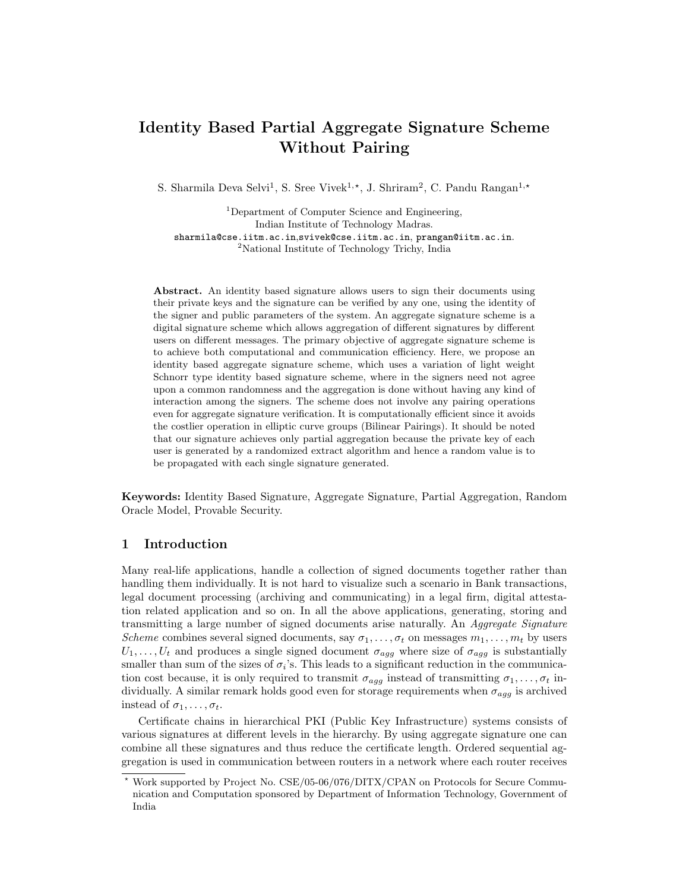# Identity Based Partial Aggregate Signature Scheme Without Pairing

S. Sharmila Deva Selvi[1], S. Sree Vivek[1,⋆], J. Shriram[2], C. Pandu Rangan[1,⋆]

[1]Department of Computer Science and Engineering,
Indian Institute of Technology Madras.
sharmila@cse.iitm.ac.in,svivek@cse.iitm.ac.in, prangan@iitm.ac.in.
[2]National Institute of Technology Trichy, India

**Abstract.** An identity based signature allows users to sign their documents using their private keys and the signature can be verified by any one, using the identity of the signer and public parameters of the system. An aggregate signature scheme is a digital signature scheme which allows aggregation of different signatures by different users on different messages. The primary objective of aggregate signature scheme is to achieve both computational and communication efficiency. Here, we propose an identity based aggregate signature scheme, which uses a variation of light weight Schnorr type identity based signature scheme, where in the signers need not agree upon a common randomness and the aggregation is done without having any kind of interaction among the signers. The scheme does not involve any pairing operations even for aggregate signature verification. It is computationally efficient since it avoids the costlier operation in elliptic curve groups (Bilinear Pairings). It should be noted that our signature achieves only partial aggregation because the private key of each user is generated by a randomized extract algorithm and hence a random value is to be propagated with each single signature generated.

**Keywords:** Identity Based Signature, Aggregate Signature, Partial Aggregation, Random Oracle Model, Provable Security.

## 1 Introduction

Many real-life applications, handle a collection of signed documents together rather than handling them individually. It is not hard to visualize such a scenario in Bank transactions, legal document processing (archiving and communicating) in a legal firm, digital attestation related application and so on. In all the above applications, generating, storing and transmitting a large number of signed documents arise naturally. An *Aggregate Signature Scheme* combines several signed documents, say $\sigma_1, \ldots, \sigma_t$ on messages $m_1, \ldots, m_t$ by users $U_1, \ldots, U_t$ and produces a single signed document $\sigma_{agg}$ where size of $\sigma_{agg}$ is substantially smaller than sum of the sizes of $\sigma_i$'s. This leads to a significant reduction in the communication cost because, it is only required to transmit $\sigma_{agg}$ instead of transmitting $\sigma_1, \ldots, \sigma_t$ individually. A similar remark holds good even for storage requirements when $\sigma_{agg}$ is archived instead of $\sigma_1, \ldots, \sigma_t$.

Certificate chains in hierarchical PKI (Public Key Infrastructure) systems consists of various signatures at different levels in the hierarchy. By using aggregate signature one can combine all these signatures and thus reduce the certificate length. Ordered sequential aggregation is used in communication between routers in a network where each router receives

⋆ Work supported by Project No. CSE/05-06/076/DITX/CPAN on Protocols for Secure Communication and Computation sponsored by Department of Information Technology, Government of India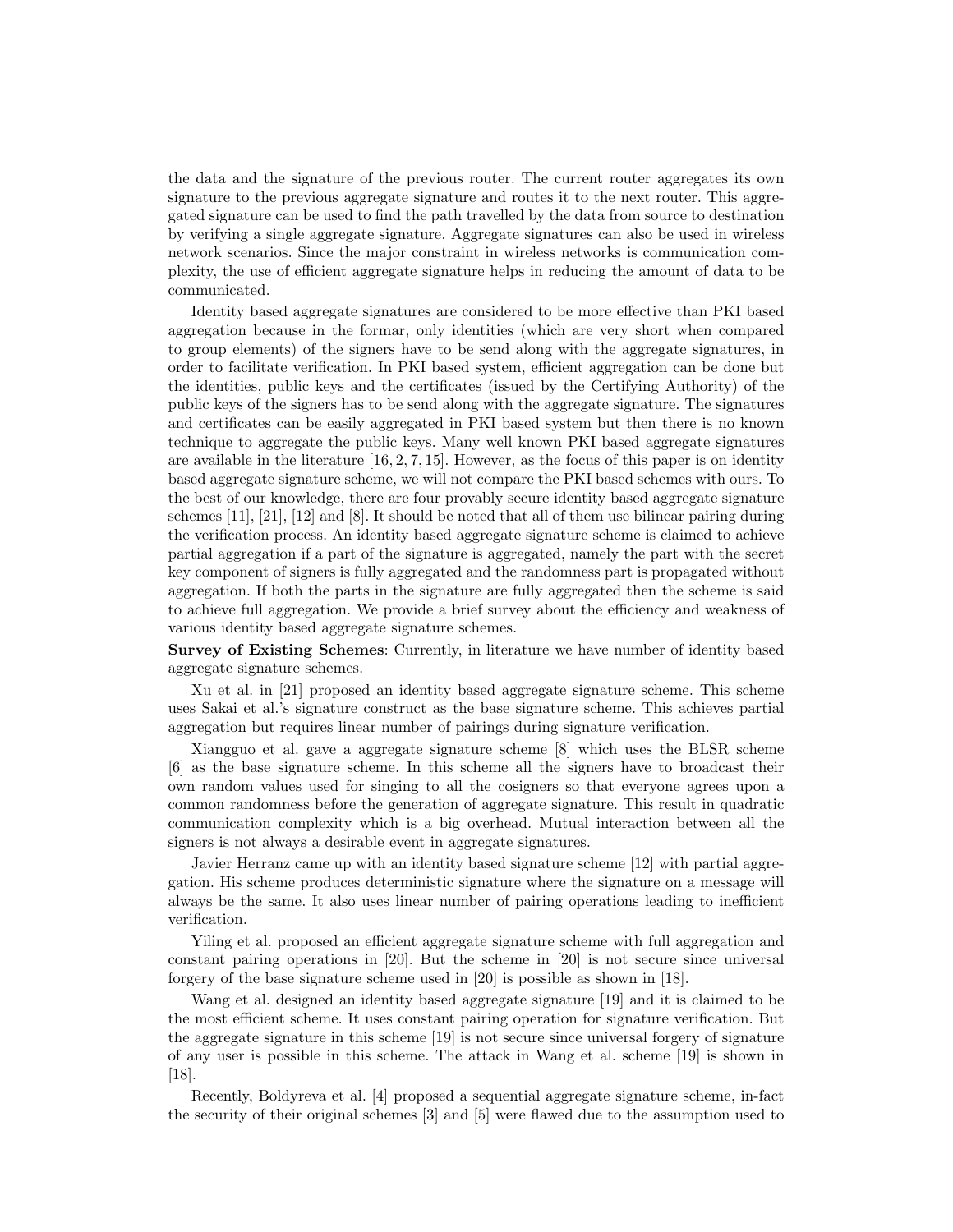the data and the signature of the previous router. The current router aggregates its own signature to the previous aggregate signature and routes it to the next router. This aggregated signature can be used to find the path travelled by the data from source to destination by verifying a single aggregate signature. Aggregate signatures can also be used in wireless network scenarios. Since the major constraint in wireless networks is communication complexity, the use of efficient aggregate signature helps in reducing the amount of data to be communicated.

Identity based aggregate signatures are considered to be more effective than PKI based aggregation because in the formar, only identities (which are very short when compared to group elements) of the signers have to be send along with the aggregate signatures, in order to facilitate verification. In PKI based system, efficient aggregation can be done but the identities, public keys and the certificates (issued by the Certifying Authority) of the public keys of the signers has to be send along with the aggregate signature. The signatures and certificates can be easily aggregated in PKI based system but then there is no known technique to aggregate the public keys. Many well known PKI based aggregate signatures are available in the literature [16, 2, 7, 15]. However, as the focus of this paper is on identity based aggregate signature scheme, we will not compare the PKI based schemes with ours. To the best of our knowledge, there are four provably secure identity based aggregate signature schemes [11], [21], [12] and [8]. It should be noted that all of them use bilinear pairing during the verification process. An identity based aggregate signature scheme is claimed to achieve partial aggregation if a part of the signature is aggregated, namely the part with the secret key component of signers is fully aggregated and the randomness part is propagated without aggregation. If both the parts in the signature are fully aggregated then the scheme is said to achieve full aggregation. We provide a brief survey about the efficiency and weakness of various identity based aggregate signature schemes.

**Survey of Existing Schemes**: Currently, in literature we have number of identity based aggregate signature schemes.

Xu et al. in [21] proposed an identity based aggregate signature scheme. This scheme uses Sakai et al.'s signature construct as the base signature scheme. This achieves partial aggregation but requires linear number of pairings during signature verification.

Xiangguo et al. gave a aggregate signature scheme [8] which uses the BLSR scheme [6] as the base signature scheme. In this scheme all the signers have to broadcast their own random values used for singing to all the cosigners so that everyone agrees upon a common randomness before the generation of aggregate signature. This result in quadratic communication complexity which is a big overhead. Mutual interaction between all the signers is not always a desirable event in aggregate signatures.

Javier Herranz came up with an identity based signature scheme [12] with partial aggregation. His scheme produces deterministic signature where the signature on a message will always be the same. It also uses linear number of pairing operations leading to inefficient verification.

Yiling et al. proposed an efficient aggregate signature scheme with full aggregation and constant pairing operations in [20]. But the scheme in [20] is not secure since universal forgery of the base signature scheme used in [20] is possible as shown in [18].

Wang et al. designed an identity based aggregate signature [19] and it is claimed to be the most efficient scheme. It uses constant pairing operation for signature verification. But the aggregate signature in this scheme [19] is not secure since universal forgery of signature of any user is possible in this scheme. The attack in Wang et al. scheme [19] is shown in [18].

Recently, Boldyreva et al. [4] proposed a sequential aggregate signature scheme, in-fact the security of their original schemes [3] and [5] were flawed due to the assumption used to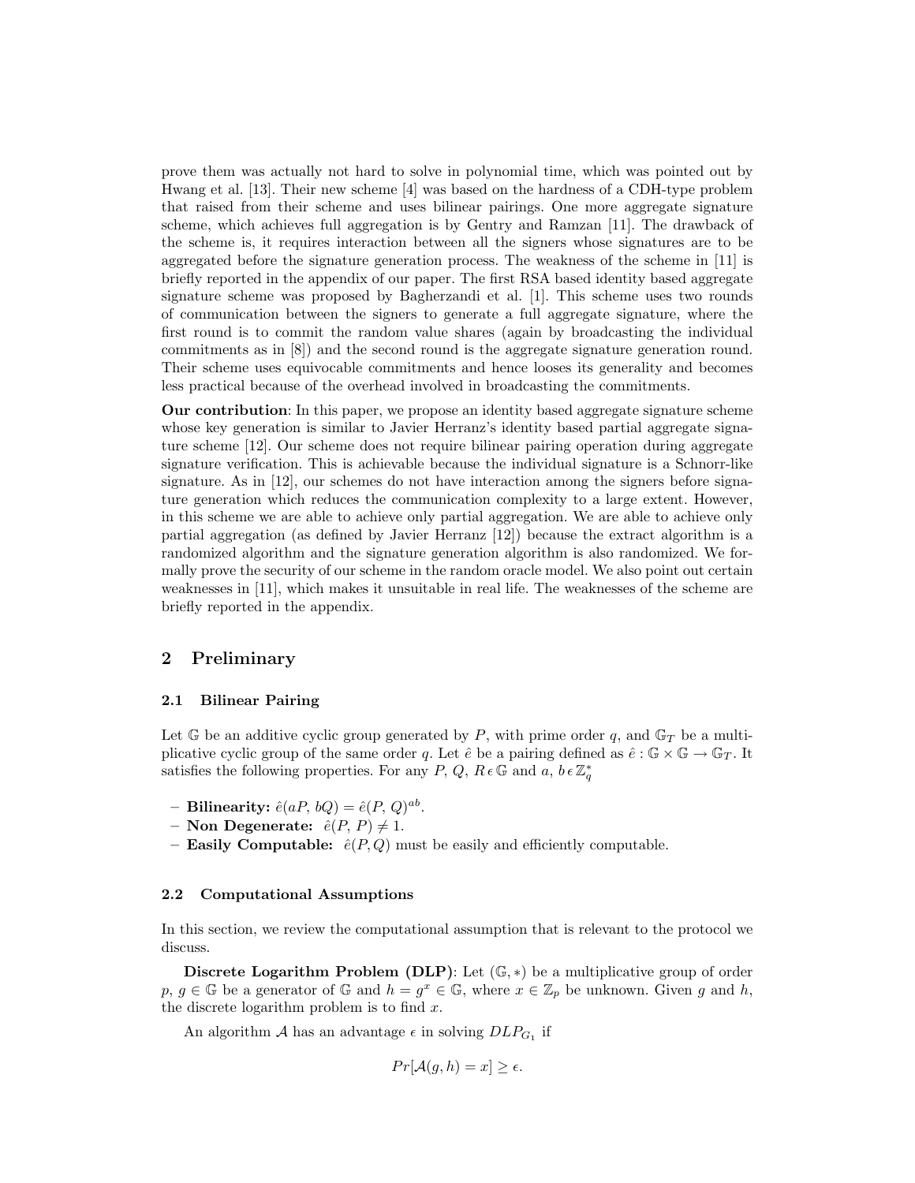prove them was actually not hard to solve in polynomial time, which was pointed out by Hwang et al. [13]. Their new scheme [4] was based on the hardness of a CDH-type problem that raised from their scheme and uses bilinear pairings. One more aggregate signature scheme, which achieves full aggregation is by Gentry and Ramzan [11]. The drawback of the scheme is, it requires interaction between all the signers whose signatures are to be aggregated before the signature generation process. The weakness of the scheme in [11] is briefly reported in the appendix of our paper. The first RSA based identity based aggregate signature scheme was proposed by Bagherzandi et al. [1]. This scheme uses two rounds of communication between the signers to generate a full aggregate signature, where the first round is to commit the random value shares (again by broadcasting the individual commitments as in [8]) and the second round is the aggregate signature generation round. Their scheme uses equivocable commitments and hence looses its generality and becomes less practical because of the overhead involved in broadcasting the commitments.

**Our contribution**: In this paper, we propose an identity based aggregate signature scheme whose key generation is similar to Javier Herranz's identity based partial aggregate signature scheme [12]. Our scheme does not require bilinear pairing operation during aggregate signature verification. This is achievable because the individual signature is a Schnorr-like signature. As in [12], our schemes do not have interaction among the signers before signature generation which reduces the communication complexity to a large extent. However, in this scheme we are able to achieve only partial aggregation. We are able to achieve only partial aggregation (as defined by Javier Herranz [12]) because the extract algorithm is a randomized algorithm and the signature generation algorithm is also randomized. We formally prove the security of our scheme in the random oracle model. We also point out certain weaknesses in [11], which makes it unsuitable in real life. The weaknesses of the scheme are briefly reported in the appendix.

## 2 Preliminary

### 2.1 Bilinear Pairing

Let $\mathbb{G}$ be an additive cyclic group generated by $P$, with prime order $q$, and $\mathbb{G}_T$ be a multiplicative cyclic group of the same order $q$. Let $\hat{e}$ be a pairing defined as $\hat{e} : \mathbb{G} \times \mathbb{G} \rightarrow \mathbb{G}_T$. It satisfies the following properties. For any $P,\, Q,\, R \,\epsilon\, \mathbb{G}$ and $a,\, b \,\epsilon\, \mathbb{Z}_q^*$

- **Bilinearity:** $\hat{e}(aP,\, bQ) = \hat{e}(P,\, Q)^{ab}$.
- **Non Degenerate:** $\hat{e}(P,\, P) \neq 1$.
- **Easily Computable:** $\hat{e}(P, Q)$ must be easily and efficiently computable.

### 2.2 Computational Assumptions

In this section, we review the computational assumption that is relevant to the protocol we discuss.

**Discrete Logarithm Problem (DLP)**: Let $(\mathbb{G}, *)$ be a multiplicative group of order $p$, $g \in \mathbb{G}$ be a generator of $\mathbb{G}$ and $h = g^x \in \mathbb{G}$, where $x \in \mathbb{Z}_p$ be unknown. Given $g$ and $h$, the discrete logarithm problem is to find $x$.

An algorithm $\mathcal{A}$ has an advantage $\epsilon$ in solving $DLP_{G_1}$ if

$$Pr[\mathcal{A}(g, h) = x] \geq \epsilon.$$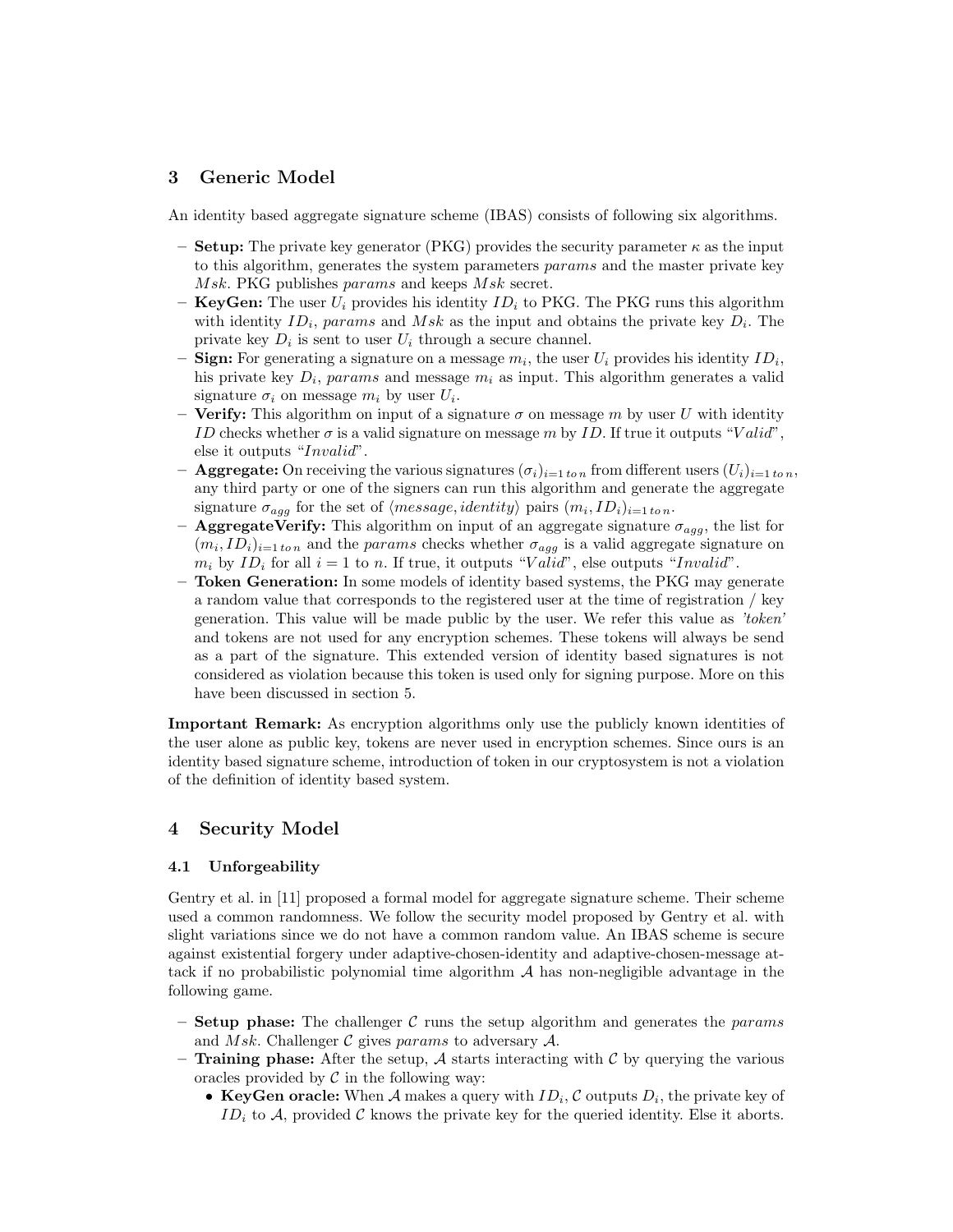## 3 Generic Model

An identity based aggregate signature scheme (IBAS) consists of following six algorithms.

- **Setup:** The private key generator (PKG) provides the security parameter $\kappa$ as the input to this algorithm, generates the system parameters *params* and the master private key $Msk$. PKG publishes *params* and keeps $Msk$ secret.
- **KeyGen:** The user $U_i$ provides his identity $ID_i$ to PKG. The PKG runs this algorithm with identity $ID_i$, *params* and $Msk$ as the input and obtains the private key $D_i$. The private key $D_i$ is sent to user $U_i$ through a secure channel.
- **Sign:** For generating a signature on a message $m_i$, the user $U_i$ provides his identity $ID_i$, his private key $D_i$, *params* and message $m_i$ as input. This algorithm generates a valid signature $\sigma_i$ on message $m_i$ by user $U_i$.
- **Verify:** This algorithm on input of a signature $\sigma$ on message $m$ by user $U$ with identity $ID$ checks whether $\sigma$ is a valid signature on message $m$ by $ID$. If true it outputs "*Valid*", else it outputs "*Invalid*".
- **Aggregate:** On receiving the various signatures $(\sigma_i)_{i=1\,to\,n}$ from different users $(U_i)_{i=1\,to\,n}$, any third party or one of the signers can run this algorithm and generate the aggregate signature $\sigma_{agg}$ for the set of $\langle message, identity\rangle$ pairs $(m_i, ID_i)_{i=1\,to\,n}$.
- **AggregateVerify:** This algorithm on input of an aggregate signature $\sigma_{agg}$, the list for $(m_i, ID_i)_{i=1\,to\,n}$ and the *params* checks whether $\sigma_{agg}$ is a valid aggregate signature on $m_i$ by $ID_i$ for all $i = 1$ to $n$. If true, it outputs "*Valid*", else outputs "*Invalid*".
- **Token Generation:** In some models of identity based systems, the PKG may generate a random value that corresponds to the registered user at the time of registration / key generation. This value will be made public by the user. We refer this value as *'token'* and tokens are not used for any encryption schemes. These tokens will always be send as a part of the signature. This extended version of identity based signatures is not considered as violation because this token is used only for signing purpose. More on this have been discussed in section 5.

**Important Remark:** As encryption algorithms only use the publicly known identities of the user alone as public key, tokens are never used in encryption schemes. Since ours is an identity based signature scheme, introduction of token in our cryptosystem is not a violation of the definition of identity based system.

## 4 Security Model

### 4.1 Unforgeability

Gentry et al. in [11] proposed a formal model for aggregate signature scheme. Their scheme used a common randomness. We follow the security model proposed by Gentry et al. with slight variations since we do not have a common random value. An IBAS scheme is secure against existential forgery under adaptive-chosen-identity and adaptive-chosen-message attack if no probabilistic polynomial time algorithm $\mathcal{A}$ has non-negligible advantage in the following game.

- **Setup phase:** The challenger $\mathcal{C}$ runs the setup algorithm and generates the *params* and $Msk$. Challenger $\mathcal{C}$ gives *params* to adversary $\mathcal{A}$.
- **Training phase:** After the setup, $\mathcal{A}$ starts interacting with $\mathcal{C}$ by querying the various oracles provided by $\mathcal{C}$ in the following way:
  - **KeyGen oracle:** When $\mathcal{A}$ makes a query with $ID_i$, $\mathcal{C}$ outputs $D_i$, the private key of $ID_i$ to $\mathcal{A}$, provided $\mathcal{C}$ knows the private key for the queried identity. Else it aborts.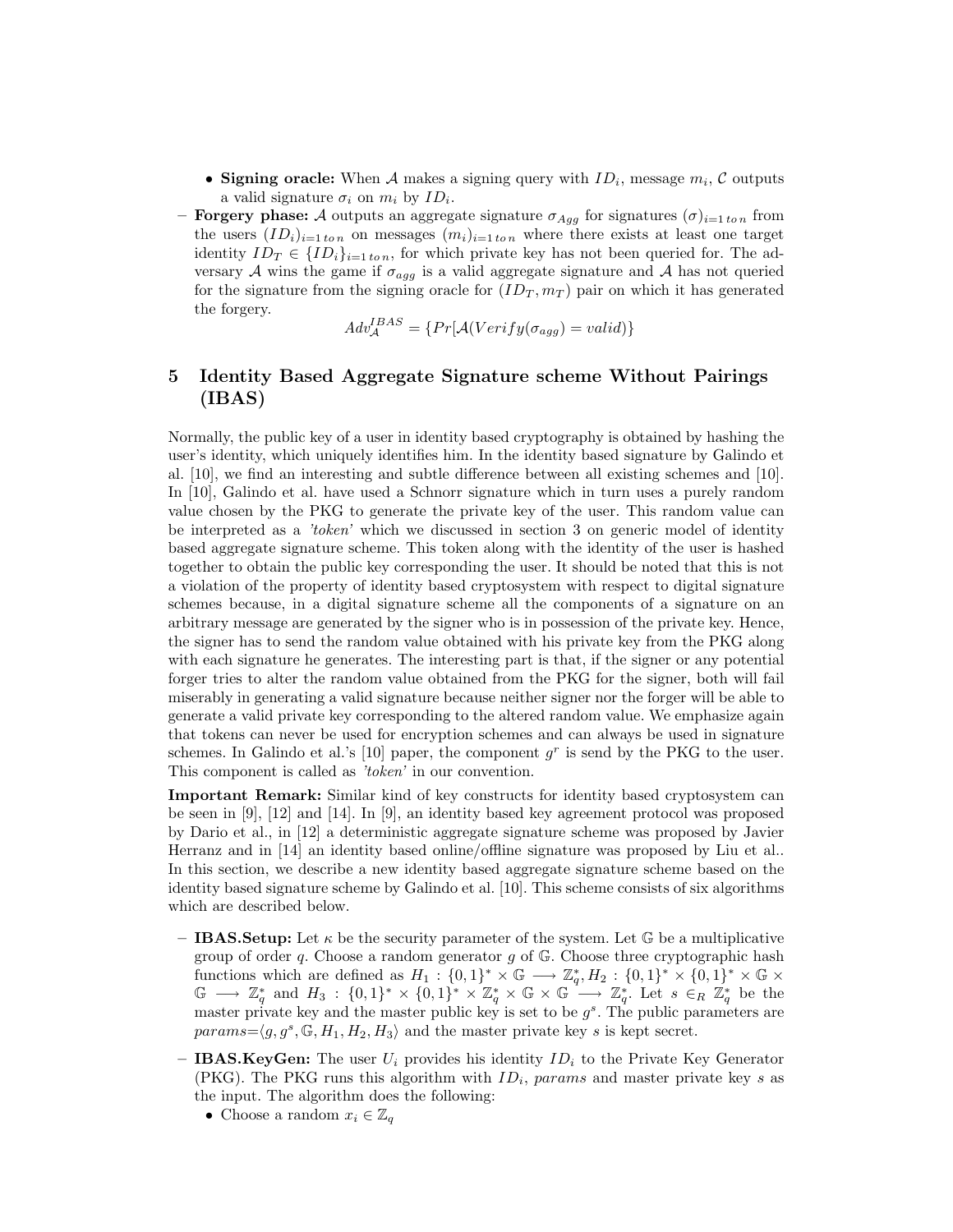- **Signing oracle:** When $\mathcal{A}$ makes a signing query with $ID_i$, message $m_i$, $\mathcal{C}$ outputs a valid signature $\sigma_i$ on $m_i$ by $ID_i$.
- **Forgery phase:** $\mathcal{A}$ outputs an aggregate signature $\sigma_{Agg}$ for signatures $(\sigma)_{i=1\,to\,n}$ from the users $(ID_i)_{i=1\,to\,n}$ on messages $(m_i)_{i=1\,to\,n}$ where there exists at least one target identity $ID_T \in \{ID_i\}_{i=1\,to\,n}$, for which private key has not been queried for. The adversary $\mathcal{A}$ wins the game if $\sigma_{agg}$ is a valid aggregate signature and $\mathcal{A}$ has not queried for the signature from the signing oracle for $(ID_T, m_T)$ pair on which it has generated the forgery.

$$Adv_{\mathcal{A}}^{IBAS} = \{Pr[\mathcal{A}(Verify(\sigma_{agg}) = valid)\}$$

## 5 Identity Based Aggregate Signature scheme Without Pairings (IBAS)

Normally, the public key of a user in identity based cryptography is obtained by hashing the user's identity, which uniquely identifies him. In the identity based signature by Galindo et al. [10], we find an interesting and subtle difference between all existing schemes and [10]. In [10], Galindo et al. have used a Schnorr signature which in turn uses a purely random value chosen by the PKG to generate the private key of the user. This random value can be interpreted as a *'token'* which we discussed in section 3 on generic model of identity based aggregate signature scheme. This token along with the identity of the user is hashed together to obtain the public key corresponding the user. It should be noted that this is not a violation of the property of identity based cryptosystem with respect to digital signature schemes because, in a digital signature scheme all the components of a signature on an arbitrary message are generated by the signer who is in possession of the private key. Hence, the signer has to send the random value obtained with his private key from the PKG along with each signature he generates. The interesting part is that, if the signer or any potential forger tries to alter the random value obtained from the PKG for the signer, both will fail miserably in generating a valid signature because neither signer nor the forger will be able to generate a valid private key corresponding to the altered random value. We emphasize again that tokens can never be used for encryption schemes and can always be used in signature schemes. In Galindo et al.'s [10] paper, the component $g^r$ is send by the PKG to the user. This component is called as *'token'* in our convention.

**Important Remark:** Similar kind of key constructs for identity based cryptosystem can be seen in [9], [12] and [14]. In [9], an identity based key agreement protocol was proposed by Dario et al., in [12] a deterministic aggregate signature scheme was proposed by Javier Herranz and in [14] an identity based online/offline signature was proposed by Liu et al.. In this section, we describe a new identity based aggregate signature scheme based on the identity based signature scheme by Galindo et al. [10]. This scheme consists of six algorithms which are described below.

- **IBAS.Setup:** Let $\kappa$ be the security parameter of the system. Let $\mathbb{G}$ be a multiplicative group of order $q$. Choose a random generator $g$ of $\mathbb{G}$. Choose three cryptographic hash functions which are defined as $H_1 : \{0,1\}^* \times \mathbb{G} \longrightarrow \mathbb{Z}_q^*, H_2 : \{0,1\}^* \times \{0,1\}^* \times \mathbb{G} \times \mathbb{G} \longrightarrow \mathbb{Z}_q^*$ and $H_3 : \{0,1\}^* \times \{0,1\}^* \times \mathbb{Z}_q^* \times \mathbb{G} \times \mathbb{G} \longrightarrow \mathbb{Z}_q^*$. Let $s \in_R \mathbb{Z}_q^*$ be the master private key and the master public key is set to be $g^s$. The public parameters are $params$=$\langle g, g^s, \mathbb{G}, H_1, H_2, H_3 \rangle$ and the master private key $s$ is kept secret.
- **IBAS.KeyGen:** The user $U_i$ provides his identity $ID_i$ to the Private Key Generator (PKG). The PKG runs this algorithm with $ID_i$, $params$ and master private key $s$ as the input. The algorithm does the following:
  - Choose a random $x_i \in \mathbb{Z}_q$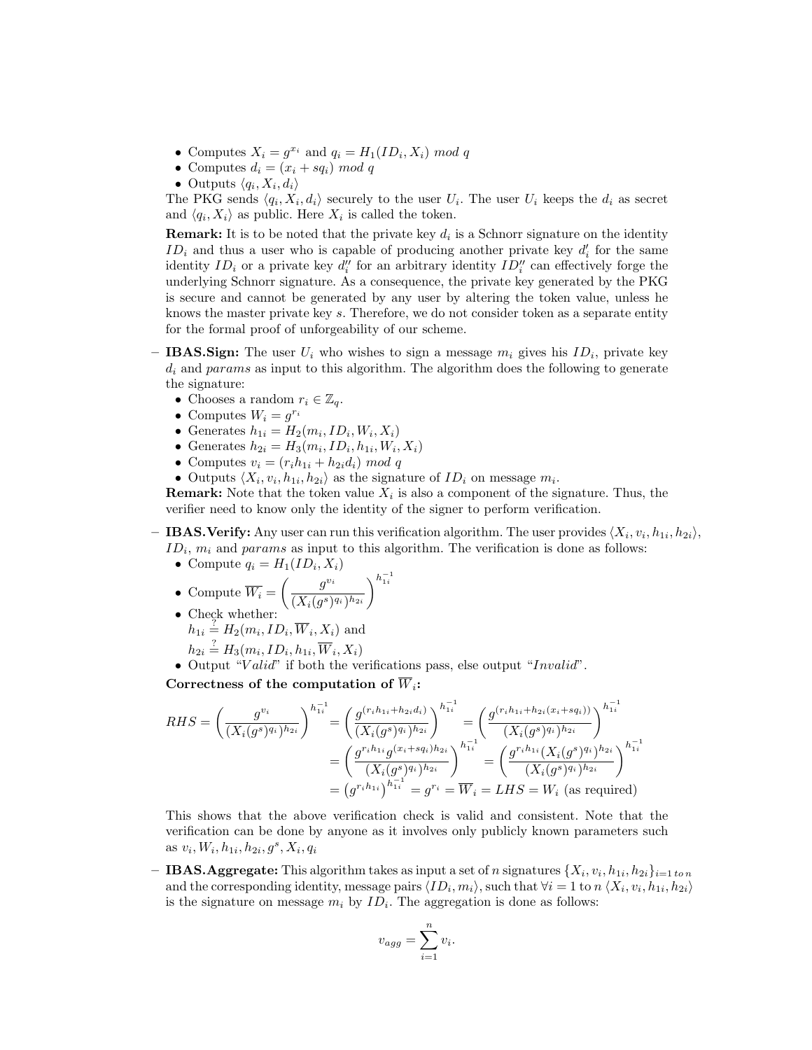- Computes $X_i = g^{x_i}$ and $q_i = H_1(ID_i, X_i)\ mod\ q$
  - Computes $d_i = (x_i + sq_i)\ mod\ q$
  - Outputs $\langle q_i, X_i, d_i \rangle$

  The PKG sends $\langle q_i, X_i, d_i \rangle$ securely to the user $U_i$. The user $U_i$ keeps the $d_i$ as secret and $\langle q_i, X_i \rangle$ as public. Here $X_i$ is called the token.

  **Remark:** It is to be noted that the private key $d_i$ is a Schnorr signature on the identity $ID_i$ and thus a user who is capable of producing another private key $d'_i$ for the same identity $ID_i$ or a private key $d''_i$ for an arbitrary identity $ID''_i$ can effectively forge the underlying Schnorr signature. As a consequence, the private key generated by the PKG is secure and cannot be generated by any user by altering the token value, unless he knows the master private key $s$. Therefore, we do not consider token as a separate entity for the formal proof of unforgeability of our scheme.

– **IBAS.Sign:** The user $U_i$ who wishes to sign a message $m_i$ gives his $ID_i$, private key $d_i$ and *params* as input to this algorithm. The algorithm does the following to generate the signature:
  - Chooses a random $r_i \in \mathbb{Z}_q$.
  - Computes $W_i = g^{r_i}$
  - Generates $h_{1i} = H_2(m_i, ID_i, W_i, X_i)$
  - Generates $h_{2i} = H_3(m_i, ID_i, h_{1i}, W_i, X_i)$
  - Computes $v_i = (r_i h_{1i} + h_{2i} d_i)\ mod\ q$
  - Outputs $\langle X_i, v_i, h_{1i}, h_{2i} \rangle$ as the signature of $ID_i$ on message $m_i$.

  **Remark:** Note that the token value $X_i$ is also a component of the signature. Thus, the verifier need to know only the identity of the signer to perform verification.

– **IBAS.Verify:** Any user can run this verification algorithm. The user provides $\langle X_i, v_i, h_{1i}, h_{2i} \rangle$, $ID_i$, $m_i$ and *params* as input to this algorithm. The verification is done as follows:
  - Compute $q_i = H_1(ID_i, X_i)$
  - Compute $\overline{W}_i = \left( \frac{g^{v_i}}{(X_i(g^s)^{q_i})^{h_{2i}}} \right)^{h_{1i}^{-1}}$
  - Check whether:
    $h_{1i} \stackrel{?}{=} H_2(m_i, ID_i, \overline{W}_i, X_i)$ and
    $h_{2i} \stackrel{?}{=} H_3(m_i, ID_i, h_{1i}, \overline{W}_i, X_i)$
  - Output "*Valid*" if both the verifications pass, else output "*Invalid*".

  **Correctness of the computation of $\overline{W}_i$:**

$$
\begin{aligned}
RHS = \left( \frac{g^{v_i}}{(X_i(g^s)^{q_i})^{h_{2i}}} \right)^{h_{1i}^{-1}} &= \left( \frac{g^{(r_i h_{1i} + h_{2i} d_i)}}{(X_i(g^s)^{q_i})^{h_{2i}}} \right)^{h_{1i}^{-1}} = \left( \frac{g^{(r_i h_{1i} + h_{2i}(x_i + sq_i))}}{(X_i(g^s)^{q_i})^{h_{2i}}} \right)^{h_{1i}^{-1}} \\
&= \left( \frac{g^{r_i h_{1i}} g^{(x_i + sq_i)h_{2i}}}{(X_i(g^s)^{q_i})^{h_{2i}}} \right)^{h_{1i}^{-1}} = \left( \frac{g^{r_i h_{1i}} (X_i(g^s)^{q_i})^{h_{2i}}}{(X_i(g^s)^{q_i})^{h_{2i}}} \right)^{h_{1i}^{-1}} \\
&= \left( g^{r_i h_{1i}} \right)^{h_{1i}^{-1}} = g^{r_i} = \overline{W}_i = LHS = W_i \text{ (as required)}
\end{aligned}
$$

  This shows that the above verification check is valid and consistent. Note that the verification can be done by anyone as it involves only publicly known parameters such as $v_i, W_i, h_{1i}, h_{2i}, g^s, X_i, q_i$

– **IBAS.Aggregate:** This algorithm takes as input a set of $n$ signatures $\{X_i, v_i, h_{1i}, h_{2i}\}_{i=1\ to\ n}$ and the corresponding identity, message pairs $\langle ID_i, m_i \rangle$, such that $\forall i = 1$ to $n$ $\langle X_i, v_i, h_{1i}, h_{2i} \rangle$ is the signature on message $m_i$ by $ID_i$. The aggregation is done as follows:

$$
v_{agg} = \sum_{i=1}^{n} v_i.
$$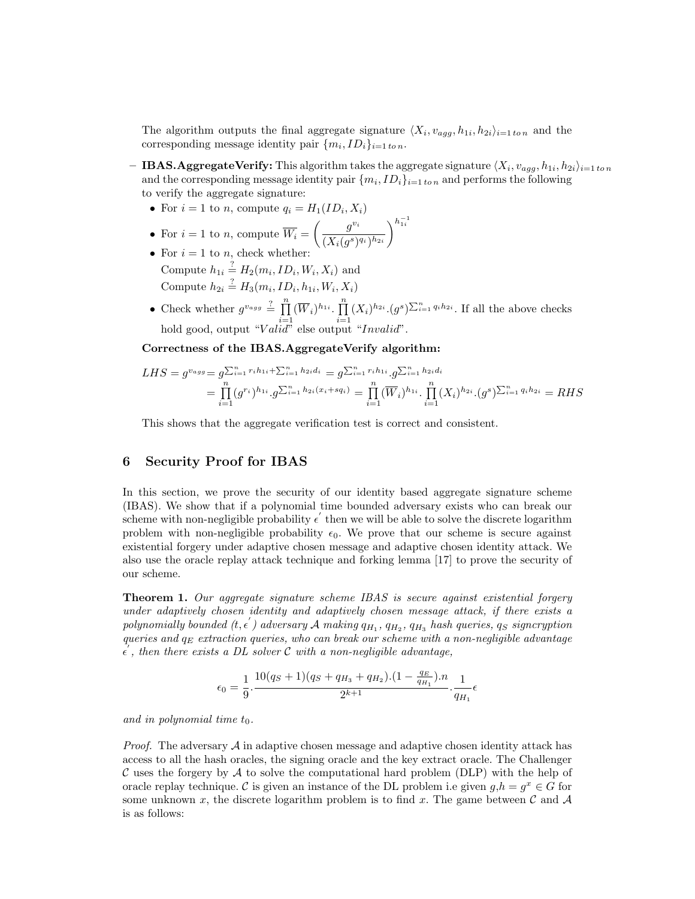The algorithm outputs the final aggregate signature $\langle X_i, v_{agg}, h_{1i}, h_{2i}\rangle_{i=1\,to\,n}$ and the corresponding message identity pair $\{m_i, ID_i\}_{i=1\,to\,n}$.

- **IBAS.AggregateVerify:** This algorithm takes the aggregate signature $\langle X_i, v_{agg}, h_{1i}, h_{2i}\rangle_{i=1\,to\,n}$ and the corresponding message identity pair $\{m_i, ID_i\}_{i=1\,to\,n}$ and performs the following to verify the aggregate signature:
  - For $i = 1$ to $n$, compute $q_i = H_1(ID_i, X_i)$
  - For $i = 1$ to $n$, compute $\overline{W_i} = \left(\dfrac{g^{v_i}}{(X_i(g^s)^{q_i})^{h_{2i}}}\right)^{h_{1i}^{-1}}$
  - For $i = 1$ to $n$, check whether:
    Compute $h_{1i} \stackrel{?}{=} H_2(m_i, ID_i, W_i, X_i)$ and
    Compute $h_{2i} \stackrel{?}{=} H_3(m_i, ID_i, h_{1i}, W_i, X_i)$
  - Check whether $g^{v_{agg}} \stackrel{?}{=} \prod_{i=1}^{n}(\overline{W}_i)^{h_{1i}}.\prod_{i=1}^{n}(X_i)^{h_{2i}}.(g^s)^{\sum_{i=1}^{n} q_i h_{2i}}$. If all the above checks hold good, output "$Valid$" else output "$Invalid$".

**Correctness of the IBAS.AggregateVerify algorithm:**

$$
\begin{aligned}
LHS = g^{v_{agg}} &= g^{\sum_{i=1}^{n} r_i h_{1i} + \sum_{i=1}^{n} h_{2i} d_i} = g^{\sum_{i=1}^{n} r_i h_{1i}}.g^{\sum_{i=1}^{n} h_{2i} d_i} \\
&= \prod_{i=1}^{n}(g^{r_i})^{h_{1i}}.g^{\sum_{i=1}^{n} h_{2i}(x_i + s q_i)} = \prod_{i=1}^{n}(\overline{W}_i)^{h_{1i}}.\prod_{i=1}^{n}(X_i)^{h_{2i}}.(g^s)^{\sum_{i=1}^{n} q_i h_{2i}} = RHS
\end{aligned}
$$

This shows that the aggregate verification test is correct and consistent.

## 6 Security Proof for IBAS

In this section, we prove the security of our identity based aggregate signature scheme (IBAS). We show that if a polynomial time bounded adversary exists who can break our scheme with non-negligible probability $\epsilon'$ then we will be able to solve the discrete logarithm problem with non-negligible probability $\epsilon_0$. We prove that our scheme is secure against existential forgery under adaptive chosen message and adaptive chosen identity attack. We also use the oracle replay attack technique and forking lemma [17] to prove the security of our scheme.

**Theorem 1.** *Our aggregate signature scheme IBAS is secure against existential forgery under adaptively chosen identity and adaptively chosen message attack, if there exists a polynomially bounded $(t, \epsilon')$ adversary $\mathcal{A}$ making $q_{H_1}$, $q_{H_2}$, $q_{H_3}$ hash queries, $q_S$ signcryption queries and $q_E$ extraction queries, who can break our scheme with a non-negligible advantage $\epsilon'$, then there exists a DL solver $\mathcal{C}$ with a non-negligible advantage,*

$$
\epsilon_0 = \frac{1}{9}.\frac{10(q_S+1)(q_S+q_{H_3}+q_{H_2}).(1-\frac{q_E}{q_{H_1}}).n}{2^{k+1}}.\frac{1}{q_{H_1}}\epsilon
$$

*and in polynomial time $t_0$.*

*Proof.* The adversary $\mathcal{A}$ in adaptive chosen message and adaptive chosen identity attack has access to all the hash oracles, the signing oracle and the key extract oracle. The Challenger $\mathcal{C}$ uses the forgery by $\mathcal{A}$ to solve the computational hard problem (DLP) with the help of oracle replay technique. $\mathcal{C}$ is given an instance of the DL problem i.e given $g$,$h = g^x \in G$ for some unknown $x$, the discrete logarithm problem is to find $x$. The game between $\mathcal{C}$ and $\mathcal{A}$ is as follows: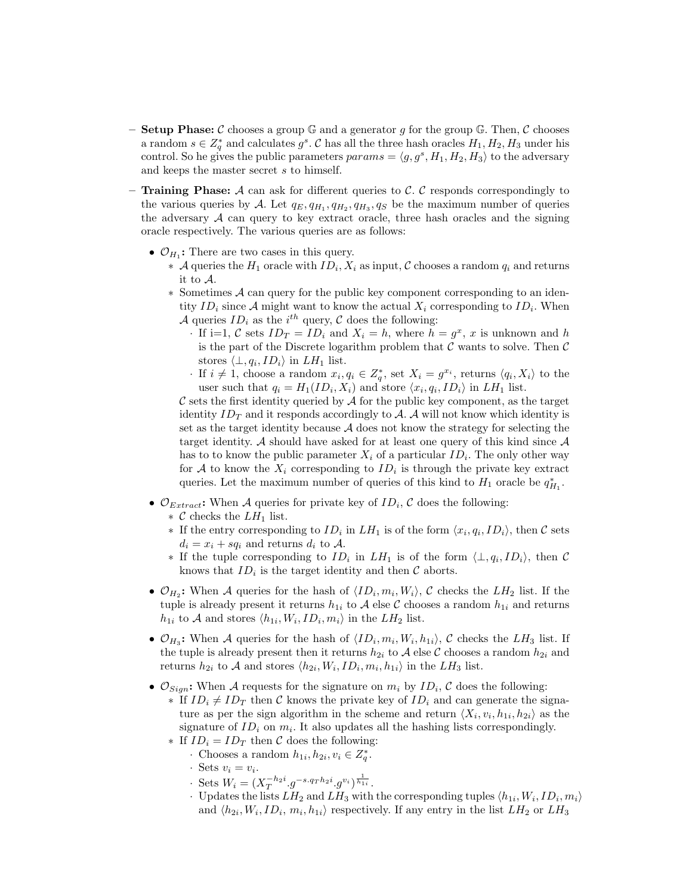– **Setup Phase:** $\mathcal{C}$ chooses a group $\mathbb{G}$ and a generator $g$ for the group $\mathbb{G}$. Then, $\mathcal{C}$ chooses a random $s \in Z_q^*$ and calculates $g^s$. $\mathcal{C}$ has all the three hash oracles $H_1, H_2, H_3$ under his control. So he gives the public parameters $params = \langle g, g^s, H_1, H_2, H_3 \rangle$ to the adversary and keeps the master secret $s$ to himself.

– **Training Phase:** $\mathcal{A}$ can ask for different queries to $\mathcal{C}$. $\mathcal{C}$ responds correspondingly to the various queries by $\mathcal{A}$. Let $q_E, q_{H_1}, q_{H_2}, q_{H_3}, q_S$ be the maximum number of queries the adversary $\mathcal{A}$ can query to key extract oracle, three hash oracles and the signing oracle respectively. The various queries are as follows:

  - $\mathcal{O}_{H_1}$**:** There are two cases in this query.
    - $\mathcal{A}$ queries the $H_1$ oracle with $ID_i, X_i$ as input, $\mathcal{C}$ chooses a random $q_i$ and returns it to $\mathcal{A}$.
    - Sometimes $\mathcal{A}$ can query for the public key component corresponding to an identity $ID_i$ since $\mathcal{A}$ might want to know the actual $X_i$ corresponding to $ID_i$. When $\mathcal{A}$ queries $ID_i$ as the $i^{th}$ query, $\mathcal{C}$ does the following:
      - If i=1, $\mathcal{C}$ sets $ID_T = ID_i$ and $X_i = h$, where $h = g^x$, $x$ is unknown and $h$ is the part of the Discrete logarithm problem that $\mathcal{C}$ wants to solve. Then $\mathcal{C}$ stores $\langle \perp, q_i, ID_i \rangle$ in $LH_1$ list.
      - If $i \neq 1$, choose a random $x_i, q_i \in Z_q^*$, set $X_i = g^{x_i}$, returns $\langle q_i, X_i \rangle$ to the user such that $q_i = H_1(ID_i, X_i)$ and store $\langle x_i, q_i, ID_i \rangle$ in $LH_1$ list.

      $\mathcal{C}$ sets the first identity queried by $\mathcal{A}$ for the public key component, as the target identity $ID_T$ and it responds accordingly to $\mathcal{A}$. $\mathcal{A}$ will not know which identity is set as the target identity because $\mathcal{A}$ does not know the strategy for selecting the target identity. $\mathcal{A}$ should have asked for at least one query of this kind since $\mathcal{A}$ has to to know the public parameter $X_i$ of a particular $ID_i$. The only other way for $\mathcal{A}$ to know the $X_i$ corresponding to $ID_i$ is through the private key extract queries. Let the maximum number of queries of this kind to $H_1$ oracle be $q^*_{H_1}$.

  - $\mathcal{O}_{Extract}$**:** When $\mathcal{A}$ queries for private key of $ID_i$, $\mathcal{C}$ does the following:
    - $\mathcal{C}$ checks the $LH_1$ list.
    - If the entry corresponding to $ID_i$ in $LH_1$ is of the form $\langle x_i, q_i, ID_i \rangle$, then $\mathcal{C}$ sets $d_i = x_i + sq_i$ and returns $d_i$ to $\mathcal{A}$.
    - If the tuple corresponding to $ID_i$ in $LH_1$ is of the form $\langle \perp, q_i, ID_i \rangle$, then $\mathcal{C}$ knows that $ID_i$ is the target identity and then $\mathcal{C}$ aborts.

  - $\mathcal{O}_{H_2}$**:** When $\mathcal{A}$ queries for the hash of $\langle ID_i, m_i, W_i \rangle$, $\mathcal{C}$ checks the $LH_2$ list. If the tuple is already present it returns $h_{1i}$ to $\mathcal{A}$ else $\mathcal{C}$ chooses a random $h_{1i}$ and returns $h_{1i}$ to $\mathcal{A}$ and stores $\langle h_{1i}, W_i, ID_i, m_i \rangle$ in the $LH_2$ list.

  - $\mathcal{O}_{H_3}$**:** When $\mathcal{A}$ queries for the hash of $\langle ID_i, m_i, W_i, h_{1i} \rangle$, $\mathcal{C}$ checks the $LH_3$ list. If the tuple is already present then it returns $h_{2i}$ to $\mathcal{A}$ else $\mathcal{C}$ chooses a random $h_{2i}$ and returns $h_{2i}$ to $\mathcal{A}$ and stores $\langle h_{2i}, W_i, ID_i, m_i, h_{1i} \rangle$ in the $LH_3$ list.

  - $\mathcal{O}_{Sign}$**:** When $\mathcal{A}$ requests for the signature on $m_i$ by $ID_i$, $\mathcal{C}$ does the following:
    - If $ID_i \neq ID_T$ then $\mathcal{C}$ knows the private key of $ID_i$ and can generate the signature as per the sign algorithm in the scheme and return $\langle X_i, v_i, h_{1i}, h_{2i} \rangle$ as the signature of $ID_i$ on $m_i$. It also updates all the hashing lists correspondingly.
    - If $ID_i = ID_T$ then $\mathcal{C}$ does the following:
      - Chooses a random $h_{1i}, h_{2i}, v_i \in Z_q^*$.
      - Sets $v_i = v_i$.
      - Sets $W_i = (X_T^{-h_{2i}}.g^{-s.q_T h_{2i}}.g^{v_i})^{\frac{1}{h_{1i}}}$.
      - Updates the lists $LH_2$ and $LH_3$ with the corresponding tuples $\langle h_{1i}, W_i, ID_i, m_i \rangle$ and $\langle h_{2i}, W_i, ID_i, m_i, h_{1i} \rangle$ respectively. If any entry in the list $LH_2$ or $LH_3$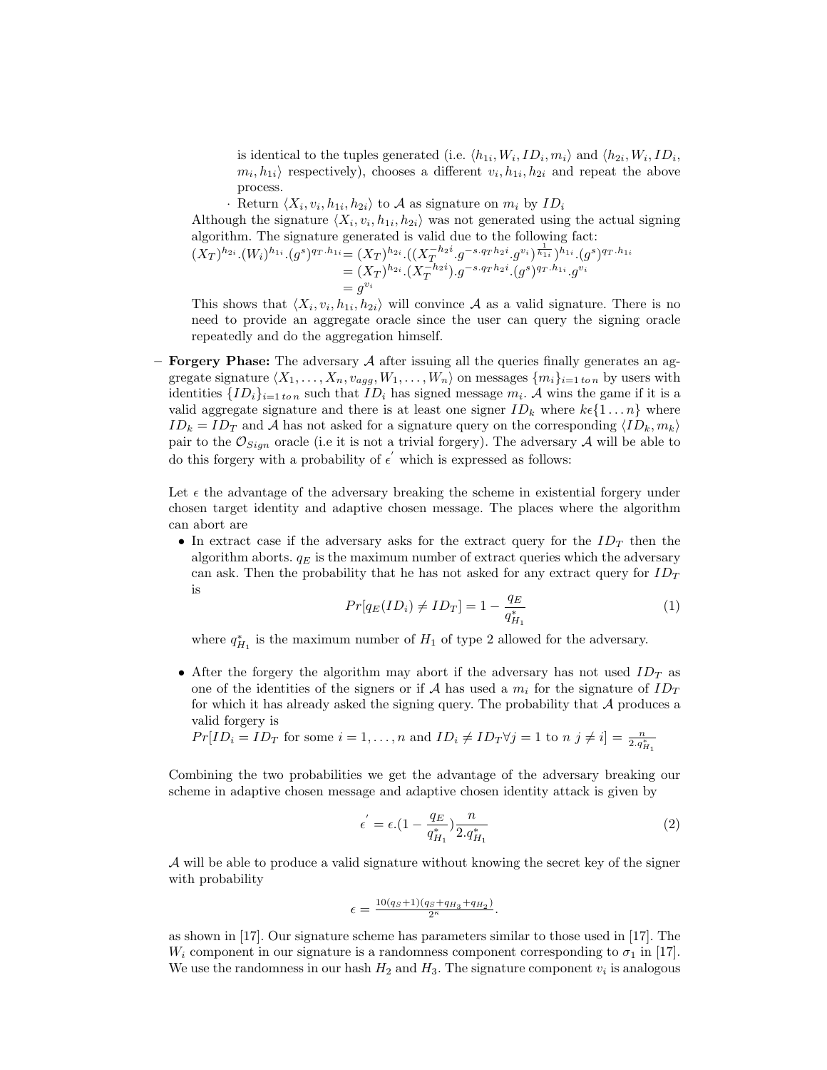is identical to the tuples generated (i.e. $\langle h_{1i}, W_i, ID_i, m_i \rangle$ and $\langle h_{2i}, W_i, ID_i, m_i, h_{1i} \rangle$ respectively), chooses a different $v_i, h_{1i}, h_{2i}$ and repeat the above process.

· Return $\langle X_i, v_i, h_{1i}, h_{2i} \rangle$ to $\mathcal{A}$ as signature on $m_i$ by $ID_i$

Although the signature $\langle X_i, v_i, h_{1i}, h_{2i} \rangle$ was not generated using the actual signing algorithm. The signature generated is valid due to the following fact:

$$
\begin{aligned}
(X_T)^{h_{2i}}.(W_i)^{h_{1i}}.(g^s)^{q_T.h_{1i}} &= (X_T)^{h_{2i}}.((X_T^{-h_{2i}}.g^{-s.q_T h_{2i}}.g^{v_i})^{\frac{1}{h_{1i}}})^{h_{1i}}.(g^s)^{q_T.h_{1i}} \\
&= (X_T)^{h_{2i}}.(X_T^{-h_{2i}}).g^{-s.q_T h_{2i}}.(g^s)^{q_T.h_{1i}}.g^{v_i} \\
&= g^{v_i}
\end{aligned}
$$

This shows that $\langle X_i, v_i, h_{1i}, h_{2i} \rangle$ will convince $\mathcal{A}$ as a valid signature. There is no need to provide an aggregate oracle since the user can query the signing oracle repeatedly and do the aggregation himself.

– **Forgery Phase:** The adversary $\mathcal{A}$ after issuing all the queries finally generates an aggregate signature $\langle X_1, \dots, X_n, v_{agg}, W_1, \dots, W_n \rangle$ on messages $\{m_i\}_{i=1\,to\,n}$ by users with identities $\{ID_i\}_{i=1\,to\,n}$ such that $ID_i$ has signed message $m_i$. $\mathcal{A}$ wins the game if it is a valid aggregate signature and there is at least one signer $ID_k$ where $k \epsilon \{1 \dots n\}$ where $ID_k = ID_T$ and $\mathcal{A}$ has not asked for a signature query on the corresponding $\langle ID_k, m_k \rangle$ pair to the $\mathcal{O}_{Sign}$ oracle (i.e it is not a trivial forgery). The adversary $\mathcal{A}$ will be able to do this forgery with a probability of $\epsilon'$ which is expressed as follows:

Let $\epsilon$ the advantage of the adversary breaking the scheme in existential forgery under chosen target identity and adaptive chosen message. The places where the algorithm can abort are

- In extract case if the adversary asks for the extract query for the $ID_T$ then the algorithm aborts. $q_E$ is the maximum number of extract queries which the adversary can ask. Then the probability that he has not asked for any extract query for $ID_T$ is

$$Pr[q_E(ID_i) \neq ID_T] = 1 - \frac{q_E}{q^*_{H_1}} \tag{1}$$

where $q^*_{H_1}$ is the maximum number of $H_1$ of type 2 allowed for the adversary.

- After the forgery the algorithm may abort if the adversary has not used $ID_T$ as one of the identities of the signers or if $\mathcal{A}$ has used a $m_i$ for the signature of $ID_T$ for which it has already asked the signing query. The probability that $\mathcal{A}$ produces a valid forgery is

$Pr[ID_i = ID_T \text{ for some } i = 1, \dots, n \text{ and } ID_i \neq ID_T \forall j = 1 \text{ to } n\ j \neq i] = \frac{n}{2.q^*_{H_1}}$

Combining the two probabilities we get the advantage of the adversary breaking our scheme in adaptive chosen message and adaptive chosen identity attack is given by

$$\epsilon' = \epsilon.(1 - \frac{q_E}{q^*_{H_1}})\frac{n}{2.q^*_{H_1}} \tag{2}$$

$\mathcal{A}$ will be able to produce a valid signature without knowing the secret key of the signer with probability

$$\epsilon = \frac{10(q_S+1)(q_S+q_{H_3}+q_{H_2})}{2^\kappa}.$$

as shown in [17]. Our signature scheme has parameters similar to those used in [17]. The $W_i$ component in our signature is a randomness component corresponding to $\sigma_1$ in [17]. We use the randomness in our hash $H_2$ and $H_3$. The signature component $v_i$ is analogous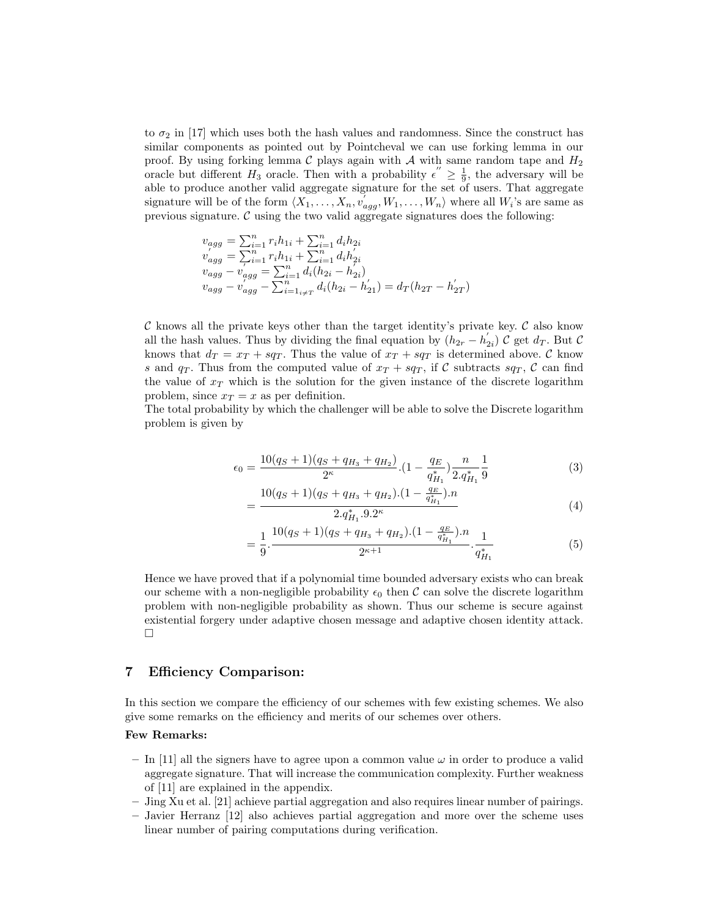to $\sigma_2$ in [17] which uses both the hash values and randomness. Since the construct has similar components as pointed out by Pointcheval we can use forking lemma in our proof. By using forking lemma $\mathcal{C}$ plays again with $\mathcal{A}$ with same random tape and $H_2$ oracle but different $H_3$ oracle. Then with a probability $\epsilon^{''} \geq \frac{1}{9}$, the adversary will be able to produce another valid aggregate signature for the set of users. That aggregate signature will be of the form $\langle X_1, \ldots, X_n, v^{'}_{agg}, W_1, \ldots, W_n \rangle$ where all $W_i$'s are same as previous signature. $\mathcal{C}$ using the two valid aggregate signatures does the following:

$$
\begin{aligned}
&v_{agg} = \textstyle\sum_{i=1}^{n} r_i h_{1i} + \sum_{i=1}^{n} d_i h_{2i} \\
&v^{'}_{agg} = \textstyle\sum_{i=1}^{n} r_i h_{1i} + \sum_{i=1}^{n} d_i h^{'}_{2i} \\
&v_{agg} - v^{'}_{agg} = \textstyle\sum_{i=1}^{n} d_i (h_{2i} - h^{'}_{2i}) \\
&v_{agg} - v^{'}_{agg} - \textstyle\sum_{i=1_{i \neq T}}^{n} d_i (h_{2i} - h^{'}_{21}) = d_T (h_{2T} - h^{'}_{2T})
\end{aligned}
$$

$\mathcal{C}$ knows all the private keys other than the target identity's private key. $\mathcal{C}$ also know all the hash values. Thus by dividing the final equation by $(h_{2r} - h^{'}_{2i})$ $\mathcal{C}$ get $d_T$. But $\mathcal{C}$ knows that $d_T = x_T + sq_T$. Thus the value of $x_T + sq_T$ is determined above. $\mathcal{C}$ know $s$ and $q_T$. Thus from the computed value of $x_T + sq_T$, if $\mathcal{C}$ subtracts $sq_T$, $\mathcal{C}$ can find the value of $x_T$ which is the solution for the given instance of the discrete logarithm problem, since $x_T = x$ as per definition.
The total probability by which the challenger will be able to solve the Discrete logarithm problem is given by

$$
\epsilon_0 = \frac{10(q_S + 1)(q_S + q_{H_3} + q_{H_2})}{2^{\kappa}} . (1 - \frac{q_E}{q^*_{H_1}}) \frac{n}{2.q^*_{H_1}} \frac{1}{9} \tag{3}
$$

$$
= \frac{10(q_S + 1)(q_S + q_{H_3} + q_{H_2}).(1 - \frac{q_E}{q^*_{H_1}}).n}{2.q^*_{H_1}.9.2^{\kappa}} \tag{4}
$$

$$
= \frac{1}{9} . \frac{10(q_S + 1)(q_S + q_{H_3} + q_{H_2}).(1 - \frac{q_E}{q^*_{H_1}}).n}{2^{\kappa+1}} . \frac{1}{q^*_{H_1}} \tag{5}
$$

Hence we have proved that if a polynomial time bounded adversary exists who can break our scheme with a non-negligible probability $\epsilon_0$ then $\mathcal{C}$ can solve the discrete logarithm problem with non-negligible probability as shown. Thus our scheme is secure against existential forgery under adaptive chosen message and adaptive chosen identity attack. □

## 7 Efficiency Comparison:

In this section we compare the efficiency of our schemes with few existing schemes. We also give some remarks on the efficiency and merits of our schemes over others.

**Few Remarks:**

- In [11] all the signers have to agree upon a common value $\omega$ in order to produce a valid aggregate signature. That will increase the communication complexity. Further weakness of [11] are explained in the appendix.
- Jing Xu et al. [21] achieve partial aggregation and also requires linear number of pairings.
- Javier Herranz [12] also achieves partial aggregation and more over the scheme uses linear number of pairing computations during verification.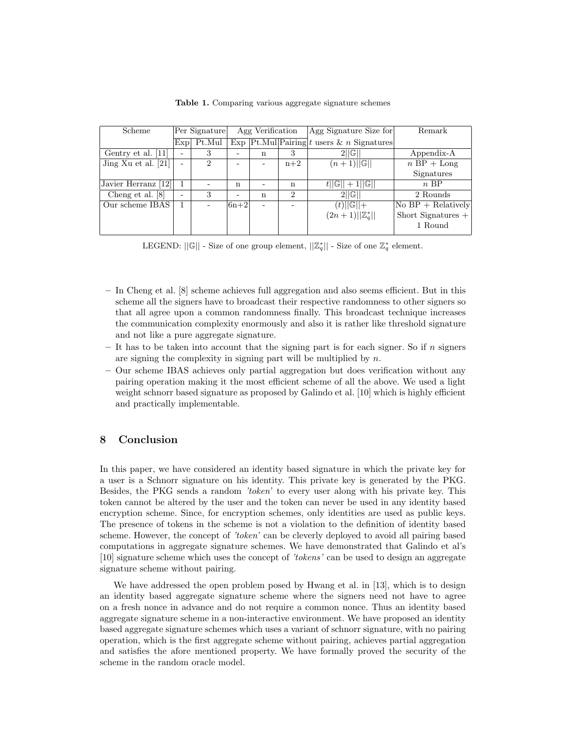**Table 1.** Comparing various aggregate signature schemes

| Scheme | Per Signature | | Agg Verification | | | Agg Signature Size for | Remark |
|---|---|---|---|---|---|---|---|
| | Exp | Pt.Mul | Exp | Pt.Mul | Pairing | $t$ users & $n$ Signatures | |
| Gentry et al. [11] | - | 3 | - | n | 3 | $2\|\|\mathbb{G}\|\|$ | Appendix-A |
| Jing Xu et al. [21] | - | 2 | - | - | n+2 | $(n+1)\|\|\mathbb{G}\|\|$ | $n$ BP + Long Signatures |
| Javier Herranz [12] | 1 | - | n | - | n | $t\|\|\mathbb{G}\|\| + 1\|\|\mathbb{G}\|\|$ | $n$ BP |
| Cheng et al. [8] | - | 3 | - | n | 2 | $2\|\|\mathbb{G}\|\|$ | 2 Rounds |
| Our scheme IBAS | 1 | - | 6n+2 | - | - | $(t)\|\|\mathbb{G}\|\|+ (2n+1)\|\|\mathbb{Z}_q^*\|\|$ | No BP + Relatively Short Signatures + 1 Round |

LEGEND: $||\mathbb{G}||$ - Size of one group element, $||\mathbb{Z}_q^*||$ - Size of one $\mathbb{Z}_q^*$ element.

- In Cheng et al. [8] scheme achieves full aggregation and also seems efficient. But in this scheme all the signers have to broadcast their respective randomness to other signers so that all agree upon a common randomness finally. This broadcast technique increases the communication complexity enormously and also it is rather like threshold signature and not like a pure aggregate signature.
- It has to be taken into account that the signing part is for each signer. So if $n$ signers are signing the complexity in signing part will be multiplied by $n$.
- Our scheme IBAS achieves only partial aggregation but does verification without any pairing operation making it the most efficient scheme of all the above. We used a light weight schnorr based signature as proposed by Galindo et al. [10] which is highly efficient and practically implementable.

## 8 Conclusion

In this paper, we have considered an identity based signature in which the private key for a user is a Schnorr signature on his identity. This private key is generated by the PKG. Besides, the PKG sends a random *'token'* to every user along with his private key. This token cannot be altered by the user and the token can never be used in any identity based encryption scheme. Since, for encryption schemes, only identities are used as public keys. The presence of tokens in the scheme is not a violation to the definition of identity based scheme. However, the concept of *'token'* can be cleverly deployed to avoid all pairing based computations in aggregate signature schemes. We have demonstrated that Galindo et al's [10] signature scheme which uses the concept of *'tokens'* can be used to design an aggregate signature scheme without pairing.

We have addressed the open problem posed by Hwang et al. in [13], which is to design an identity based aggregate signature scheme where the signers need not have to agree on a fresh nonce in advance and do not require a common nonce. Thus an identity based aggregate signature scheme in a non-interactive environment. We have proposed an identity based aggregate signature schemes which uses a variant of schnorr signature, with no pairing operation, which is the first aggregate scheme without pairing, achieves partial aggregation and satisfies the afore mentioned property. We have formally proved the security of the scheme in the random oracle model.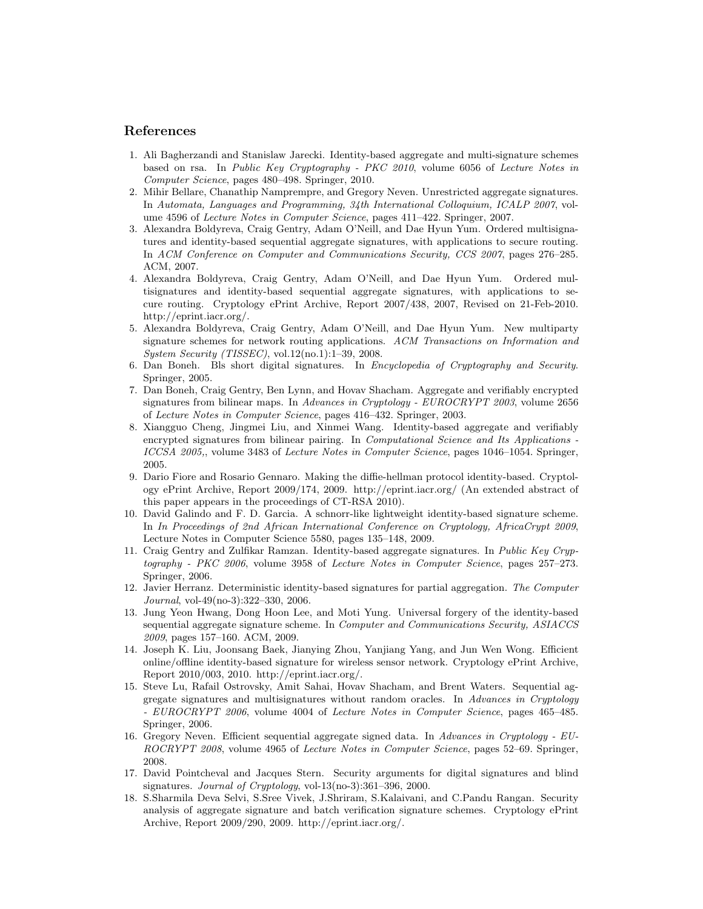## References

1. Ali Bagherzandi and Stanislaw Jarecki. Identity-based aggregate and multi-signature schemes based on rsa. In *Public Key Cryptography - PKC 2010*, volume 6056 of *Lecture Notes in Computer Science*, pages 480–498. Springer, 2010.
2. Mihir Bellare, Chanathip Namprempre, and Gregory Neven. Unrestricted aggregate signatures. In *Automata, Languages and Programming, 34th International Colloquium, ICALP 2007*, volume 4596 of *Lecture Notes in Computer Science*, pages 411–422. Springer, 2007.
3. Alexandra Boldyreva, Craig Gentry, Adam O'Neill, and Dae Hyun Yum. Ordered multisignatures and identity-based sequential aggregate signatures, with applications to secure routing. In *ACM Conference on Computer and Communications Security, CCS 2007*, pages 276–285. ACM, 2007.
4. Alexandra Boldyreva, Craig Gentry, Adam O'Neill, and Dae Hyun Yum. Ordered multisignatures and identity-based sequential aggregate signatures, with applications to secure routing. Cryptology ePrint Archive, Report 2007/438, 2007, Revised on 21-Feb-2010. http://eprint.iacr.org/.
5. Alexandra Boldyreva, Craig Gentry, Adam O'Neill, and Dae Hyun Yum. New multiparty signature schemes for network routing applications. *ACM Transactions on Information and System Security (TISSEC)*, vol.12(no.1):1–39, 2008.
6. Dan Boneh. Bls short digital signatures. In *Encyclopedia of Cryptography and Security*. Springer, 2005.
7. Dan Boneh, Craig Gentry, Ben Lynn, and Hovav Shacham. Aggregate and verifiably encrypted signatures from bilinear maps. In *Advances in Cryptology - EUROCRYPT 2003*, volume 2656 of *Lecture Notes in Computer Science*, pages 416–432. Springer, 2003.
8. Xiangguo Cheng, Jingmei Liu, and Xinmei Wang. Identity-based aggregate and verifiably encrypted signatures from bilinear pairing. In *Computational Science and Its Applications - ICCSA 2005,*, volume 3483 of *Lecture Notes in Computer Science*, pages 1046–1054. Springer, 2005.
9. Dario Fiore and Rosario Gennaro. Making the diffie-hellman protocol identity-based. Cryptology ePrint Archive, Report 2009/174, 2009. http://eprint.iacr.org/ (An extended abstract of this paper appears in the proceedings of CT-RSA 2010).
10. David Galindo and F. D. Garcia. A schnorr-like lightweight identity-based signature scheme. In *In Proceedings of 2nd African International Conference on Cryptology, AfricaCrypt 2009*, Lecture Notes in Computer Science 5580, pages 135–148, 2009.
11. Craig Gentry and Zulfikar Ramzan. Identity-based aggregate signatures. In *Public Key Cryptography - PKC 2006*, volume 3958 of *Lecture Notes in Computer Science*, pages 257–273. Springer, 2006.
12. Javier Herranz. Deterministic identity-based signatures for partial aggregation. *The Computer Journal*, vol-49(no-3):322–330, 2006.
13. Jung Yeon Hwang, Dong Hoon Lee, and Moti Yung. Universal forgery of the identity-based sequential aggregate signature scheme. In *Computer and Communications Security, ASIACCS 2009*, pages 157–160. ACM, 2009.
14. Joseph K. Liu, Joonsang Baek, Jianying Zhou, Yanjiang Yang, and Jun Wen Wong. Efficient online/offline identity-based signature for wireless sensor network. Cryptology ePrint Archive, Report 2010/003, 2010. http://eprint.iacr.org/.
15. Steve Lu, Rafail Ostrovsky, Amit Sahai, Hovav Shacham, and Brent Waters. Sequential aggregate signatures and multisignatures without random oracles. In *Advances in Cryptology - EUROCRYPT 2006*, volume 4004 of *Lecture Notes in Computer Science*, pages 465–485. Springer, 2006.
16. Gregory Neven. Efficient sequential aggregate signed data. In *Advances in Cryptology - EUROCRYPT 2008*, volume 4965 of *Lecture Notes in Computer Science*, pages 52–69. Springer, 2008.
17. David Pointcheval and Jacques Stern. Security arguments for digital signatures and blind signatures. *Journal of Cryptology*, vol-13(no-3):361–396, 2000.
18. S.Sharmila Deva Selvi, S.Sree Vivek, J.Shriram, S.Kalaivani, and C.Pandu Rangan. Security analysis of aggregate signature and batch verification signature schemes. Cryptology ePrint Archive, Report 2009/290, 2009. http://eprint.iacr.org/.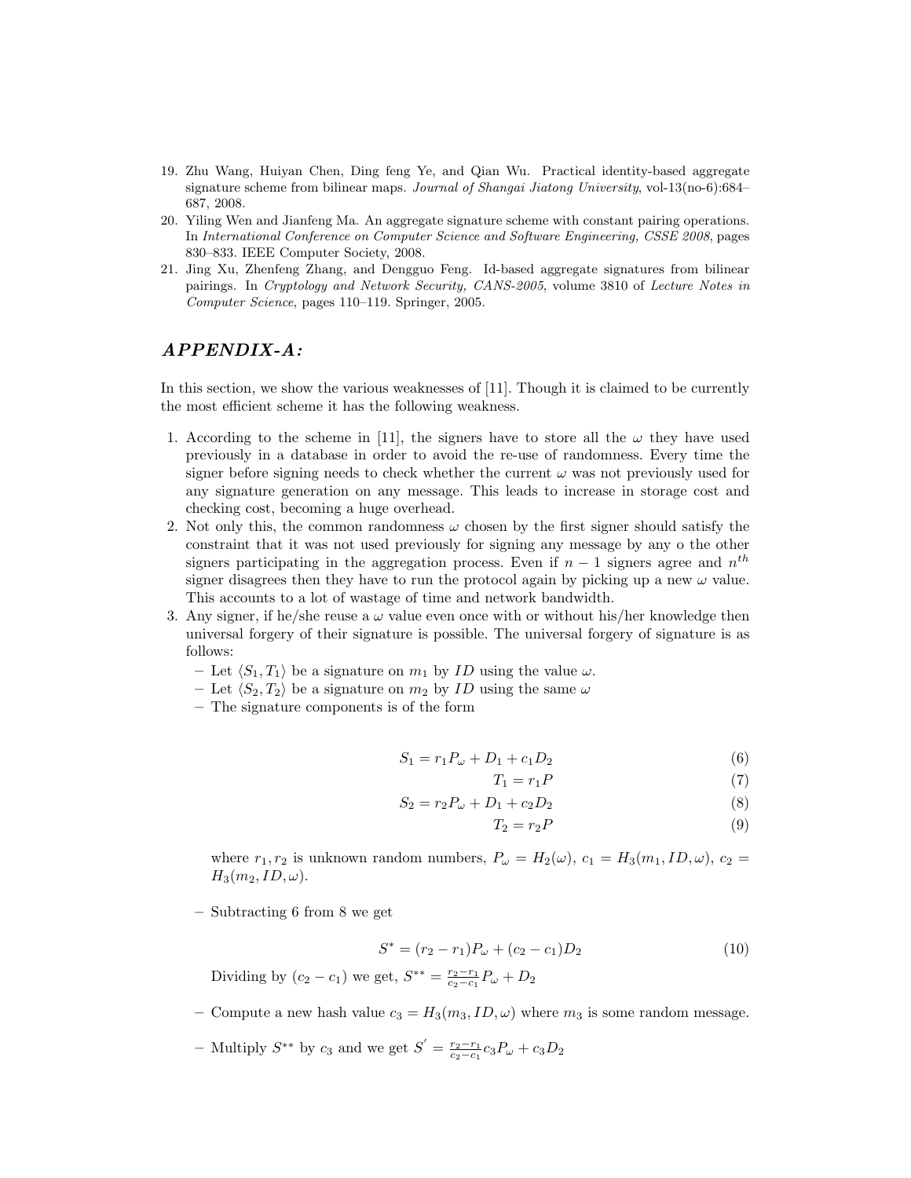19. Zhu Wang, Huiyan Chen, Ding feng Ye, and Qian Wu. Practical identity-based aggregate signature scheme from bilinear maps. *Journal of Shangai Jiatong University*, vol-13(no-6):684–687, 2008.
20. Yiling Wen and Jianfeng Ma. An aggregate signature scheme with constant pairing operations. In *International Conference on Computer Science and Software Engineering, CSSE 2008*, pages 830–833. IEEE Computer Society, 2008.
21. Jing Xu, Zhenfeng Zhang, and Dengguo Feng. Id-based aggregate signatures from bilinear pairings. In *Cryptology and Network Security, CANS-2005*, volume 3810 of *Lecture Notes in Computer Science*, pages 110–119. Springer, 2005.

## *APPENDIX-A:*

In this section, we show the various weaknesses of [11]. Though it is claimed to be currently the most efficient scheme it has the following weakness.

1. According to the scheme in [11], the signers have to store all the $\omega$ they have used previously in a database in order to avoid the re-use of randomness. Every time the signer before signing needs to check whether the current $\omega$ was not previously used for any signature generation on any message. This leads to increase in storage cost and checking cost, becoming a huge overhead.
2. Not only this, the common randomness $\omega$ chosen by the first signer should satisfy the constraint that it was not used previously for signing any message by any o the other signers participating in the aggregation process. Even if $n-1$ signers agree and $n^{th}$ signer disagrees then they have to run the protocol again by picking up a new $\omega$ value. This accounts to a lot of wastage of time and network bandwidth.
3. Any signer, if he/she reuse a $\omega$ value even once with or without his/her knowledge then universal forgery of their signature is possible. The universal forgery of signature is as follows:
   - Let $\langle S_1, T_1 \rangle$ be a signature on $m_1$ by $ID$ using the value $\omega$.
   - Let $\langle S_2, T_2 \rangle$ be a signature on $m_2$ by $ID$ using the same $\omega$
   - The signature components is of the form

$$S_1 = r_1 P_\omega + D_1 + c_1 D_2 \tag{6}$$

$$T_1 = r_1 P \tag{7}$$

$$S_2 = r_2 P_\omega + D_1 + c_2 D_2 \tag{8}$$

$$T_2 = r_2 P \tag{9}$$

   where $r_1, r_2$ is unknown random numbers, $P_\omega = H_2(\omega)$, $c_1 = H_3(m_1, ID, \omega)$, $c_2 = H_3(m_2, ID, \omega)$.

   - Subtracting 6 from 8 we get

$$S^* = (r_2 - r_1)P_\omega + (c_2 - c_1)D_2 \tag{10}$$

   Dividing by $(c_2 - c_1)$ we get, $S^{**} = \frac{r_2 - r_1}{c_2 - c_1} P_\omega + D_2$

   - Compute a new hash value $c_3 = H_3(m_3, ID, \omega)$ where $m_3$ is some random message.
   - Multiply $S^{**}$ by $c_3$ and we get $S' = \frac{r_2 - r_1}{c_2 - c_1} c_3 P_\omega + c_3 D_2$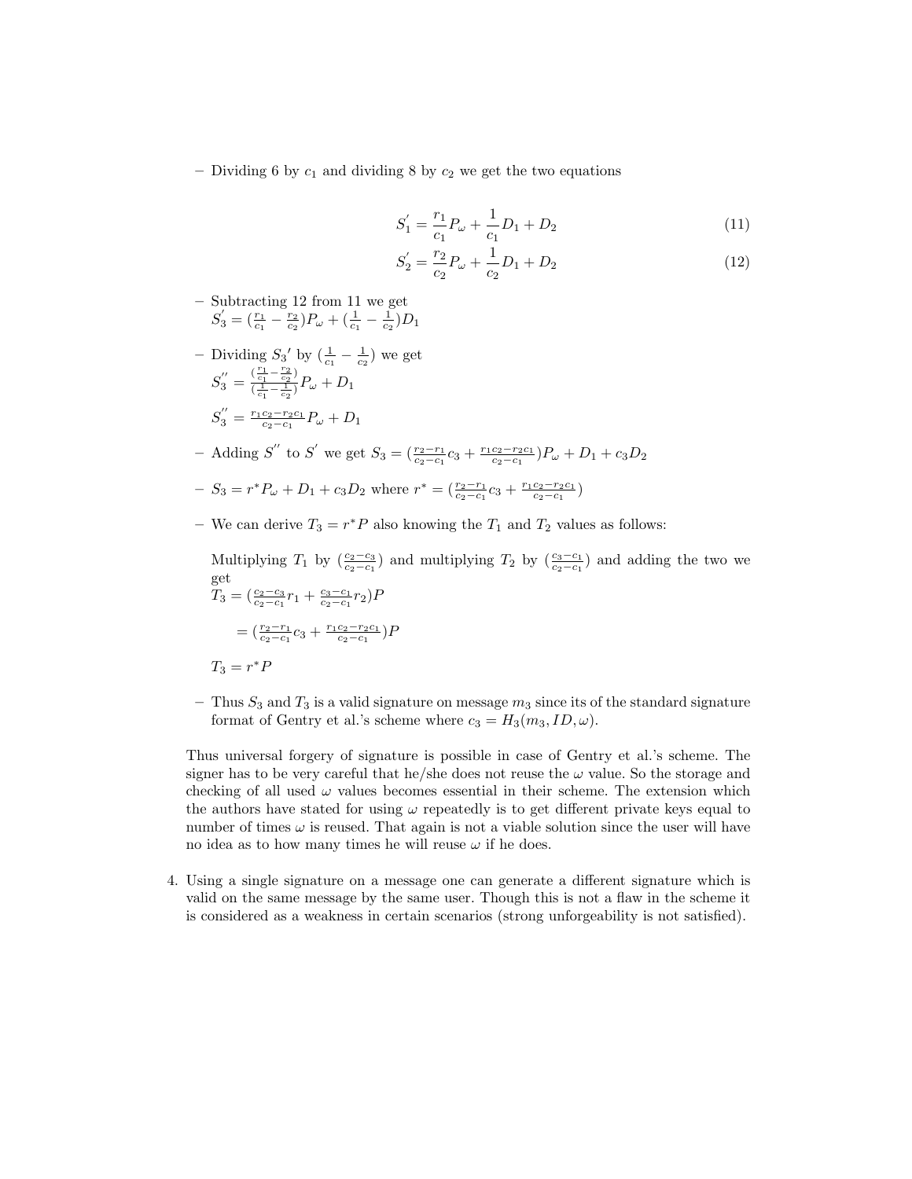– Dividing 6 by $c_1$ and dividing 8 by $c_2$ we get the two equations

$$S_1^{'} = \frac{r_1}{c_1}P_\omega + \frac{1}{c_1}D_1 + D_2 \tag{11}$$

$$S_2^{'} = \frac{r_2}{c_2}P_\omega + \frac{1}{c_2}D_1 + D_2 \tag{12}$$

– Subtracting 12 from 11 we get
$S_3^{'} = (\frac{r_1}{c_1} - \frac{r_2}{c_2})P_\omega + (\frac{1}{c_1} - \frac{1}{c_2})D_1$

– Dividing $S_3{'}$ by $(\frac{1}{c_1} - \frac{1}{c_2})$ we get
$S_3^{''} = \frac{(\frac{r_1}{c_1} - \frac{r_2}{c_2})}{(\frac{1}{c_1} - \frac{1}{c_2})}P_\omega + D_1$

$S_3^{''} = \frac{r_1 c_2 - r_2 c_1}{c_2 - c_1}P_\omega + D_1$

– Adding $S^{''}$ to $S^{'}$ we get $S_3 = (\frac{r_2 - r_1}{c_2 - c_1}c_3 + \frac{r_1 c_2 - r_2 c_1}{c_2 - c_1})P_\omega + D_1 + c_3 D_2$

– $S_3 = r^* P_\omega + D_1 + c_3 D_2$ where $r^* = (\frac{r_2 - r_1}{c_2 - c_1}c_3 + \frac{r_1 c_2 - r_2 c_1}{c_2 - c_1})$

– We can derive $T_3 = r^* P$ also knowing the $T_1$ and $T_2$ values as follows:

Multiplying $T_1$ by $(\frac{c_2 - c_3}{c_2 - c_1})$ and multiplying $T_2$ by $(\frac{c_3 - c_1}{c_2 - c_1})$ and adding the two we get
$T_3 = (\frac{c_2 - c_3}{c_2 - c_1}r_1 + \frac{c_3 - c_1}{c_2 - c_1}r_2)P$

$= (\frac{r_2 - r_1}{c_2 - c_1}c_3 + \frac{r_1 c_2 - r_2 c_1}{c_2 - c_1})P$

$T_3 = r^* P$

– Thus $S_3$ and $T_3$ is a valid signature on message $m_3$ since its of the standard signature format of Gentry et al.'s scheme where $c_3 = H_3(m_3, ID, \omega)$.

Thus universal forgery of signature is possible in case of Gentry et al.'s scheme. The signer has to be very careful that he/she does not reuse the $\omega$ value. So the storage and checking of all used $\omega$ values becomes essential in their scheme. The extension which the authors have stated for using $\omega$ repeatedly is to get different private keys equal to number of times $\omega$ is reused. That again is not a viable solution since the user will have no idea as to how many times he will reuse $\omega$ if he does.

4. Using a single signature on a message one can generate a different signature which is valid on the same message by the same user. Though this is not a flaw in the scheme it is considered as a weakness in certain scenarios (strong unforgeability is not satisfied).